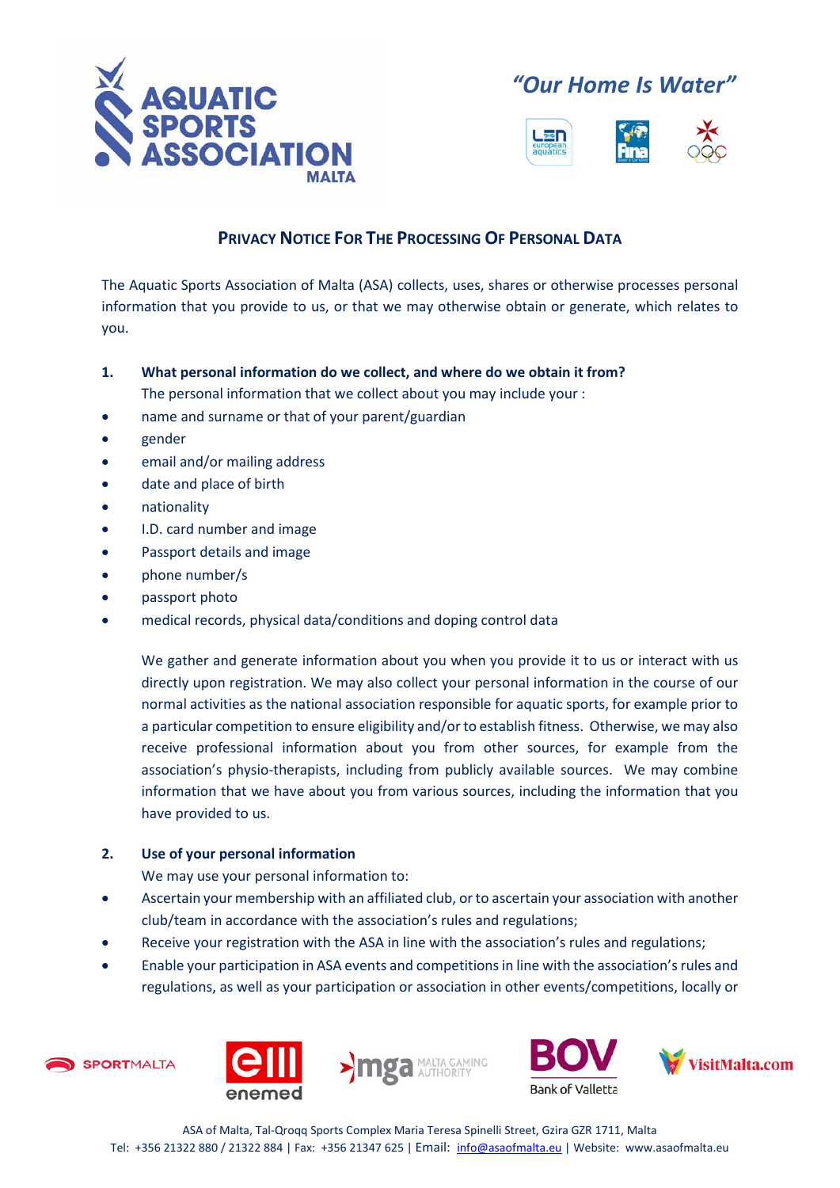*"Our Home Is Water"*

# Privacy Notice For The Processing Of Personal Data

The Aquatic Sports Association of Malta (ASA) collects, uses, shares or otherwise processes personal information that you provide to us, or that we may otherwise obtain or generate, which relates to you.

## 1. What personal information do we collect, and where do we obtain it from?

The personal information that we collect about you may include your :

- name and surname or that of your parent/guardian
- gender
- email and/or mailing address
- date and place of birth
- nationality
- I.D. card number and image
- Passport details and image
- phone number/s
- passport photo
- medical records, physical data/conditions and doping control data

We gather and generate information about you when you provide it to us or interact with us directly upon registration. We may also collect your personal information in the course of our normal activities as the national association responsible for aquatic sports, for example prior to a particular competition to ensure eligibility and/or to establish fitness. Otherwise, we may also receive professional information about you from other sources, for example from the association's physio-therapists, including from publicly available sources. We may combine information that we have about you from various sources, including the information that you have provided to us.

## 2. Use of your personal information

We may use your personal information to:

- Ascertain your membership with an affiliated club, or to ascertain your association with another club/team in accordance with the association's rules and regulations;
- Receive your registration with the ASA in line with the association's rules and regulations;
- Enable your participation in ASA events and competitions in line with the association's rules and regulations, as well as your participation or association in other events/competitions, locally or

ASA of Malta, Tal-Qroqq Sports Complex Maria Teresa Spinelli Street, Gzira GZR 1711, Malta
Tel: +356 21322 880 / 21322 884 | Fax: +356 21347 625 | Email: info@asaofmalta.eu | Website: www.asaofmalta.eu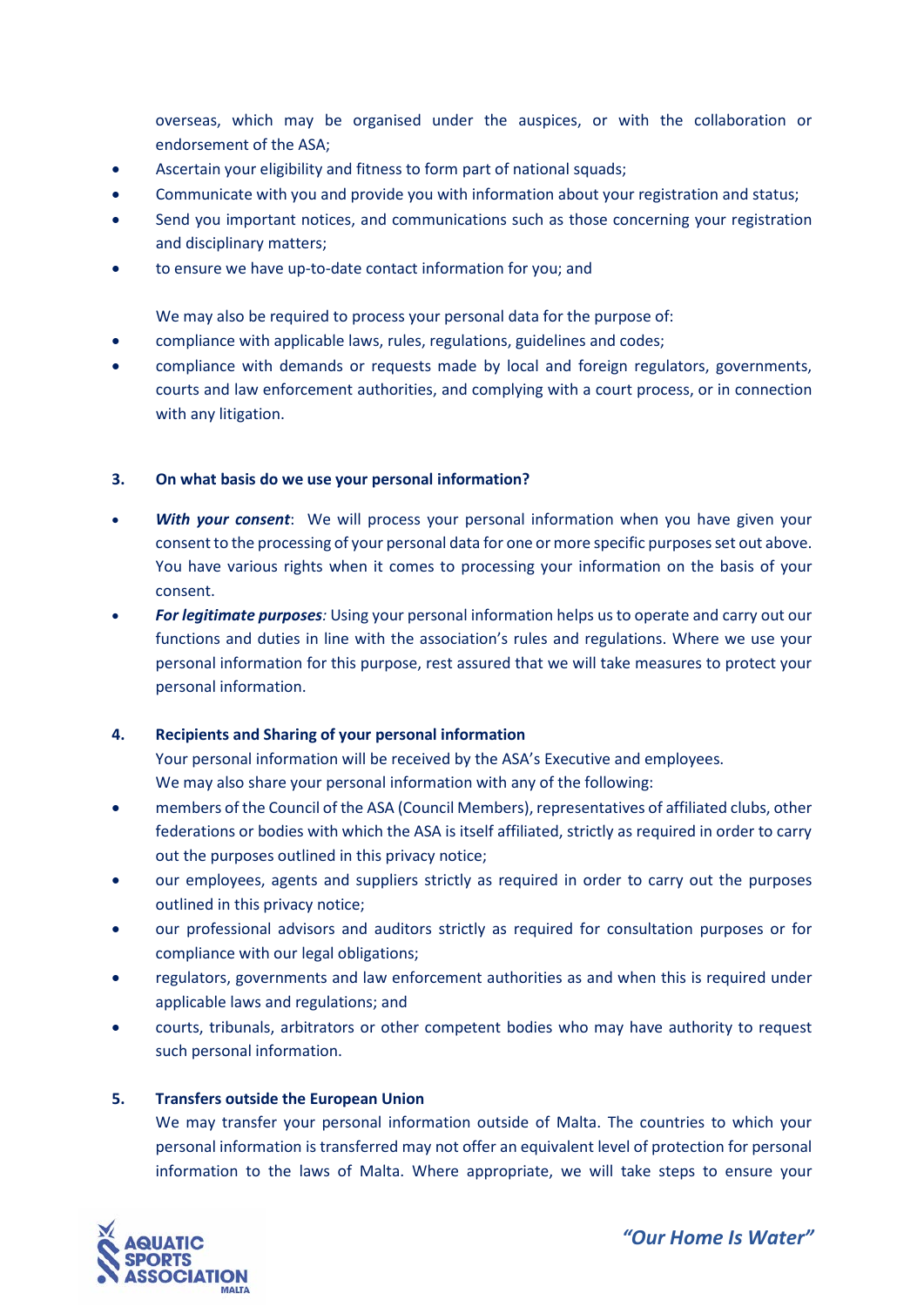overseas, which may be organised under the auspices, or with the collaboration or endorsement of the ASA;

- Ascertain your eligibility and fitness to form part of national squads;
- Communicate with you and provide you with information about your registration and status;
- Send you important notices, and communications such as those concerning your registration and disciplinary matters;
- to ensure we have up-to-date contact information for you; and

We may also be required to process your personal data for the purpose of:

- compliance with applicable laws, rules, regulations, guidelines and codes;
- compliance with demands or requests made by local and foreign regulators, governments, courts and law enforcement authorities, and complying with a court process, or in connection with any litigation.

## 3. On what basis do we use your personal information?

- ***With your consent***: We will process your personal information when you have given your consent to the processing of your personal data for one or more specific purposes set out above. You have various rights when it comes to processing your information on the basis of your consent.
- ***For legitimate purposes****:* Using your personal information helps us to operate and carry out our functions and duties in line with the association's rules and regulations. Where we use your personal information for this purpose, rest assured that we will take measures to protect your personal information.

## 4. Recipients and Sharing of your personal information

Your personal information will be received by the ASA's Executive and employees.
We may also share your personal information with any of the following:

- members of the Council of the ASA (Council Members), representatives of affiliated clubs, other federations or bodies with which the ASA is itself affiliated, strictly as required in order to carry out the purposes outlined in this privacy notice;
- our employees, agents and suppliers strictly as required in order to carry out the purposes outlined in this privacy notice;
- our professional advisors and auditors strictly as required for consultation purposes or for compliance with our legal obligations;
- regulators, governments and law enforcement authorities as and when this is required under applicable laws and regulations; and
- courts, tribunals, arbitrators or other competent bodies who may have authority to request such personal information.

## 5. Transfers outside the European Union

We may transfer your personal information outside of Malta. The countries to which your personal information is transferred may not offer an equivalent level of protection for personal information to the laws of Malta. Where appropriate, we will take steps to ensure your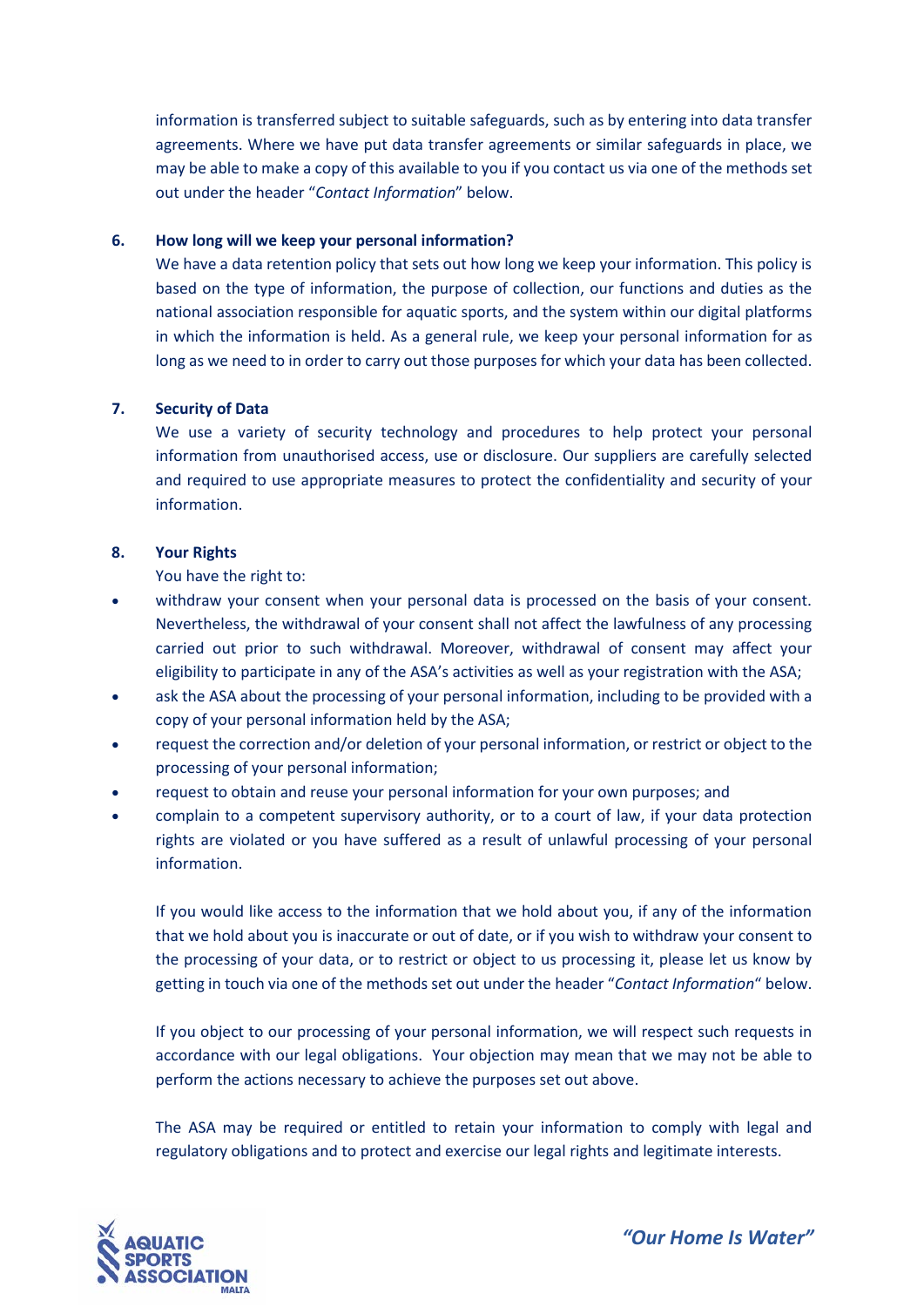information is transferred subject to suitable safeguards, such as by entering into data transfer agreements. Where we have put data transfer agreements or similar safeguards in place, we may be able to make a copy of this available to you if you contact us via one of the methods set out under the header "*Contact Information*" below.

## 6. How long will we keep your personal information?

We have a data retention policy that sets out how long we keep your information. This policy is based on the type of information, the purpose of collection, our functions and duties as the national association responsible for aquatic sports, and the system within our digital platforms in which the information is held. As a general rule, we keep your personal information for as long as we need to in order to carry out those purposes for which your data has been collected.

## 7. Security of Data

We use a variety of security technology and procedures to help protect your personal information from unauthorised access, use or disclosure. Our suppliers are carefully selected and required to use appropriate measures to protect the confidentiality and security of your information.

## 8. Your Rights

You have the right to:

- withdraw your consent when your personal data is processed on the basis of your consent. Nevertheless, the withdrawal of your consent shall not affect the lawfulness of any processing carried out prior to such withdrawal. Moreover, withdrawal of consent may affect your eligibility to participate in any of the ASA's activities as well as your registration with the ASA;
- ask the ASA about the processing of your personal information, including to be provided with a copy of your personal information held by the ASA;
- request the correction and/or deletion of your personal information, or restrict or object to the processing of your personal information;
- request to obtain and reuse your personal information for your own purposes; and
- complain to a competent supervisory authority, or to a court of law, if your data protection rights are violated or you have suffered as a result of unlawful processing of your personal information.

If you would like access to the information that we hold about you, if any of the information that we hold about you is inaccurate or out of date, or if you wish to withdraw your consent to the processing of your data, or to restrict or object to us processing it, please let us know by getting in touch via one of the methods set out under the header "*Contact Information*" below.

If you object to our processing of your personal information, we will respect such requests in accordance with our legal obligations. Your objection may mean that we may not be able to perform the actions necessary to achieve the purposes set out above.

The ASA may be required or entitled to retain your information to comply with legal and regulatory obligations and to protect and exercise our legal rights and legitimate interests.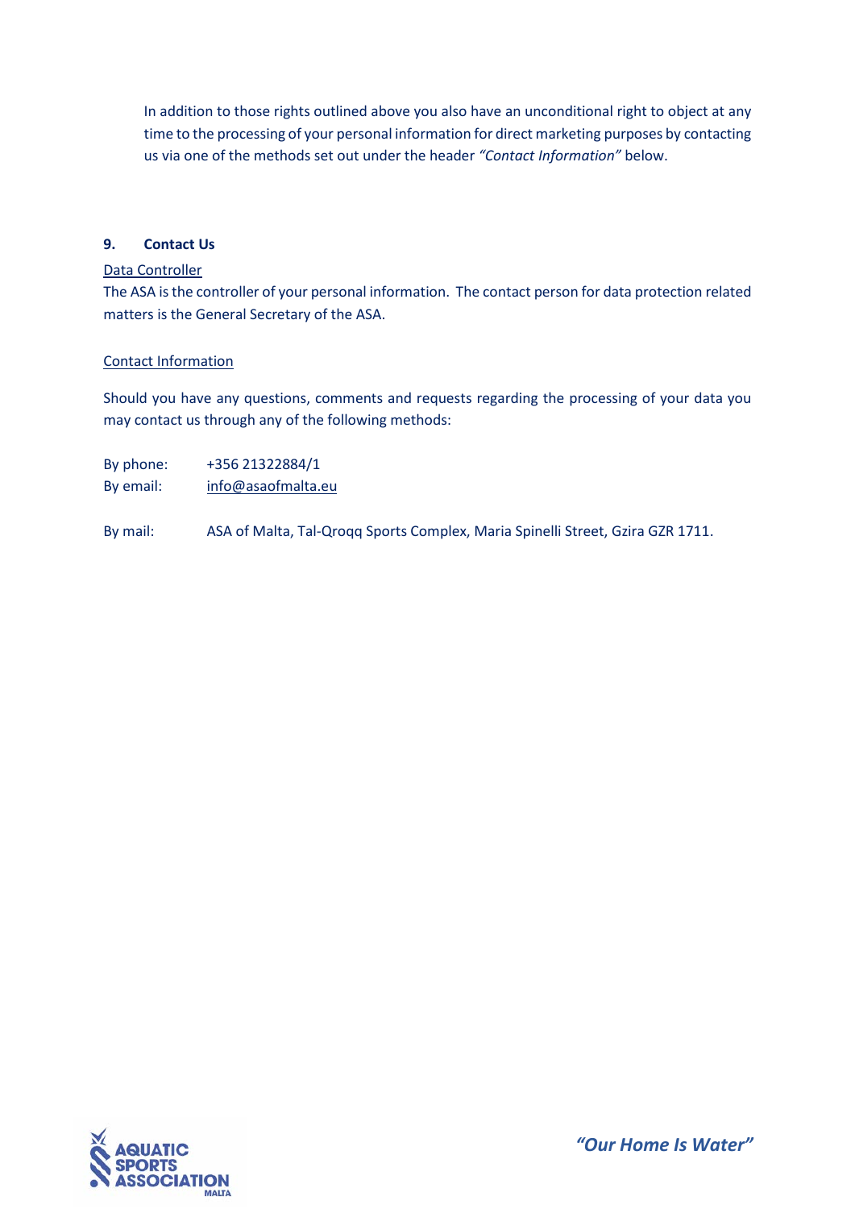In addition to those rights outlined above you also have an unconditional right to object at any time to the processing of your personal information for direct marketing purposes by contacting us via one of the methods set out under the header *"Contact Information"* below.

## 9. Contact Us

Data Controller

The ASA is the controller of your personal information. The contact person for data protection related matters is the General Secretary of the ASA.

Contact Information

Should you have any questions, comments and requests regarding the processing of your data you may contact us through any of the following methods:

By phone: +356 21322884/1
By email: info@asaofmalta.eu

By mail: ASA of Malta, Tal-Qroqq Sports Complex, Maria Spinelli Street, Gzira GZR 1711.